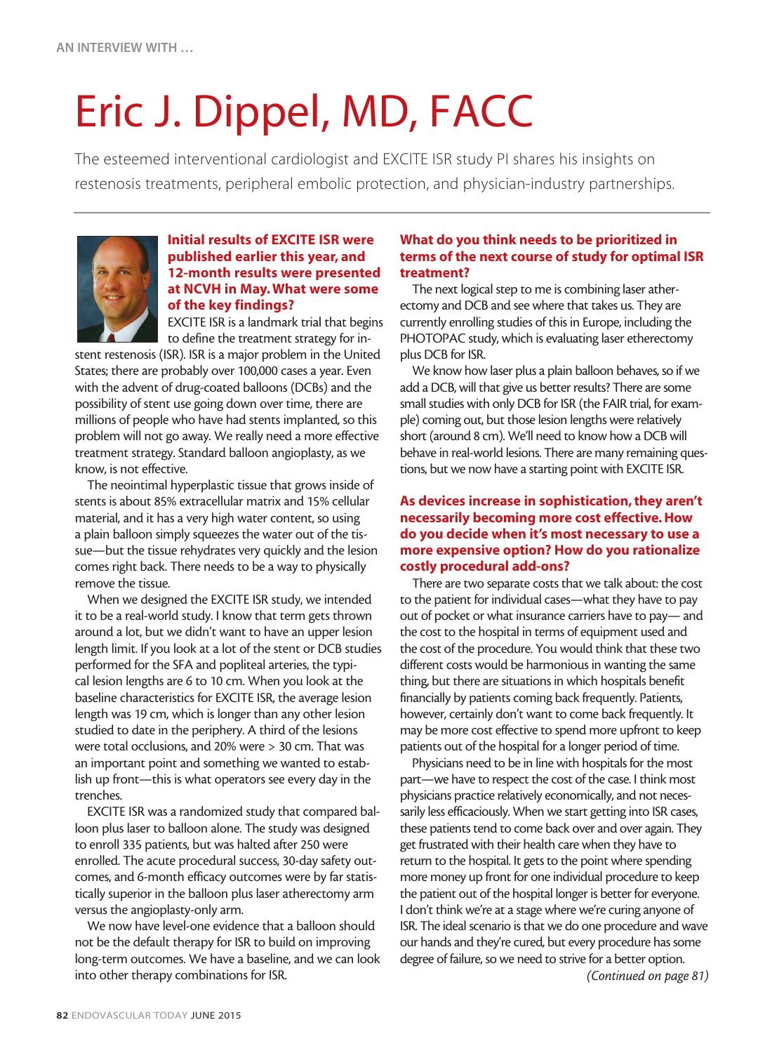AN INTERVIEW WITH ...

# Eric J. Dippel, MD, FACC

The esteemed interventional cardiologist and EXCITE ISR study PI shares his insights on restenosis treatments, peripheral embolic protection, and physician-industry partnerships.

### Initial results of EXCITE ISR were published earlier this year, and 12-month results were presented at NCVH in May. What were some of the key findings?

EXCITE ISR is a landmark trial that begins to define the treatment strategy for in-stent restenosis (ISR). ISR is a major problem in the United States; there are probably over 100,000 cases a year. Even with the advent of drug-coated balloons (DCBs) and the possibility of stent use going down over time, there are millions of people who have had stents implanted, so this problem will not go away. We really need a more effective treatment strategy. Standard balloon angioplasty, as we know, is not effective.

The neointimal hyperplastic tissue that grows inside of stents is about 85% extracellular matrix and 15% cellular material, and it has a very high water content, so using a plain balloon simply squeezes the water out of the tissue—but the tissue rehydrates very quickly and the lesion comes right back. There needs to be a way to physically remove the tissue.

When we designed the EXCITE ISR study, we intended it to be a real-world study. I know that term gets thrown around a lot, but we didn't want to have an upper lesion length limit. If you look at a lot of the stent or DCB studies performed for the SFA and popliteal arteries, the typical lesion lengths are 6 to 10 cm. When you look at the baseline characteristics for EXCITE ISR, the average lesion length was 19 cm, which is longer than any other lesion studied to date in the periphery. A third of the lesions were total occlusions, and 20% were > 30 cm. That was an important point and something we wanted to establish up front—this is what operators see every day in the trenches.

EXCITE ISR was a randomized study that compared balloon plus laser to balloon alone. The study was designed to enroll 335 patients, but was halted after 250 were enrolled. The acute procedural success, 30-day safety outcomes, and 6-month efficacy outcomes were by far statistically superior in the balloon plus laser atherectomy arm versus the angioplasty-only arm.

We now have level-one evidence that a balloon should not be the default therapy for ISR to build on improving long-term outcomes. We have a baseline, and we can look into other therapy combinations for ISR.

### What do you think needs to be prioritized in terms of the next course of study for optimal ISR treatment?

The next logical step to me is combining laser atherectomy and DCB and see where that takes us. They are currently enrolling studies of this in Europe, including the PHOTOPAC study, which is evaluating laser etherectomy plus DCB for ISR.

We know how laser plus a plain balloon behaves, so if we add a DCB, will that give us better results? There are some small studies with only DCB for ISR (the FAIR trial, for example) coming out, but those lesion lengths were relatively short (around 8 cm). We'll need to know how a DCB will behave in real-world lesions. There are many remaining questions, but we now have a starting point with EXCITE ISR.

### As devices increase in sophistication, they aren't necessarily becoming more cost effective. How do you decide when it's most necessary to use a more expensive option? How do you rationalize costly procedural add-ons?

There are two separate costs that we talk about: the cost to the patient for individual cases—what they have to pay out of pocket or what insurance carriers have to pay— and the cost to the hospital in terms of equipment used and the cost of the procedure. You would think that these two different costs would be harmonious in wanting the same thing, but there are situations in which hospitals benefit financially by patients coming back frequently. Patients, however, certainly don't want to come back frequently. It may be more cost effective to spend more upfront to keep patients out of the hospital for a longer period of time.

Physicians need to be in line with hospitals for the most part—we have to respect the cost of the case. I think most physicians practice relatively economically, and not necessarily less efficaciously. When we start getting into ISR cases, these patients tend to come back over and over again. They get frustrated with their health care when they have to return to the hospital. It gets to the point where spending more money up front for one individual procedure to keep the patient out of the hospital longer is better for everyone. I don't think we're at a stage where we're curing anyone of ISR. The ideal scenario is that we do one procedure and wave our hands and they're cured, but every procedure has some degree of failure, so we need to strive for a better option.

*(Continued on page 81)*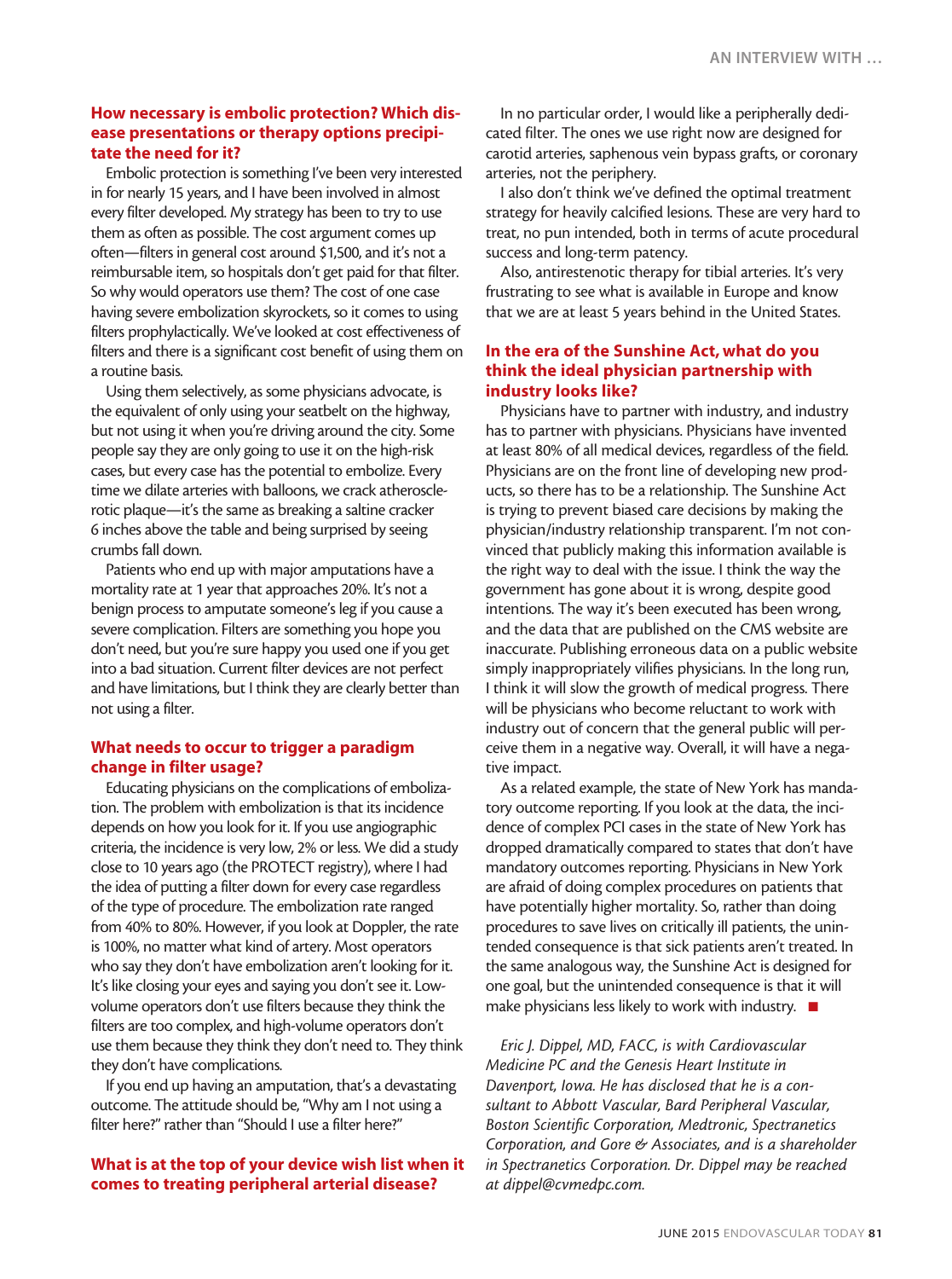### How necessary is embolic protection? Which disease presentations or therapy options precipitate the need for it?

Embolic protection is something I've been very interested in for nearly 15 years, and I have been involved in almost every filter developed. My strategy has been to try to use them as often as possible. The cost argument comes up often—filters in general cost around $1,500, and it's not a reimbursable item, so hospitals don't get paid for that filter. So why would operators use them? The cost of one case having severe embolization skyrockets, so it comes to using filters prophylactically. We've looked at cost effectiveness of filters and there is a significant cost benefit of using them on a routine basis.

Using them selectively, as some physicians advocate, is the equivalent of only using your seatbelt on the highway, but not using it when you're driving around the city. Some people say they are only going to use it on the high-risk cases, but every case has the potential to embolize. Every time we dilate arteries with balloons, we crack atherosclerotic plaque—it's the same as breaking a saltine cracker 6 inches above the table and being surprised by seeing crumbs fall down.

Patients who end up with major amputations have a mortality rate at 1 year that approaches 20%. It's not a benign process to amputate someone's leg if you cause a severe complication. Filters are something you hope you don't need, but you're sure happy you used one if you get into a bad situation. Current filter devices are not perfect and have limitations, but I think they are clearly better than not using a filter.

### What needs to occur to trigger a paradigm change in filter usage?

Educating physicians on the complications of embolization. The problem with embolization is that its incidence depends on how you look for it. If you use angiographic criteria, the incidence is very low, 2% or less. We did a study close to 10 years ago (the PROTECT registry), where I had the idea of putting a filter down for every case regardless of the type of procedure. The embolization rate ranged from 40% to 80%. However, if you look at Doppler, the rate is 100%, no matter what kind of artery. Most operators who say they don't have embolization aren't looking for it. It's like closing your eyes and saying you don't see it. Low-volume operators don't use filters because they think the filters are too complex, and high-volume operators don't use them because they think they don't need to. They think they don't have complications.

If you end up having an amputation, that's a devastating outcome. The attitude should be, "Why am I not using a filter here?" rather than "Should I use a filter here?"

### What is at the top of your device wish list when it comes to treating peripheral arterial disease?

In no particular order, I would like a peripherally dedicated filter. The ones we use right now are designed for carotid arteries, saphenous vein bypass grafts, or coronary arteries, not the periphery.

I also don't think we've defined the optimal treatment strategy for heavily calcified lesions. These are very hard to treat, no pun intended, both in terms of acute procedural success and long-term patency.

Also, antirestenotic therapy for tibial arteries. It's very frustrating to see what is available in Europe and know that we are at least 5 years behind in the United States.

### In the era of the Sunshine Act, what do you think the ideal physician partnership with industry looks like?

Physicians have to partner with industry, and industry has to partner with physicians. Physicians have invented at least 80% of all medical devices, regardless of the field. Physicians are on the front line of developing new products, so there has to be a relationship. The Sunshine Act is trying to prevent biased care decisions by making the physician/industry relationship transparent. I'm not convinced that publicly making this information available is the right way to deal with the issue. I think the way the government has gone about it is wrong, despite good intentions. The way it's been executed has been wrong, and the data that are published on the CMS website are inaccurate. Publishing erroneous data on a public website simply inappropriately vilifies physicians. In the long run, I think it will slow the growth of medical progress. There will be physicians who become reluctant to work with industry out of concern that the general public will perceive them in a negative way. Overall, it will have a negative impact.

As a related example, the state of New York has mandatory outcome reporting. If you look at the data, the incidence of complex PCI cases in the state of New York has dropped dramatically compared to states that don't have mandatory outcomes reporting. Physicians in New York are afraid of doing complex procedures on patients that have potentially higher mortality. So, rather than doing procedures to save lives on critically ill patients, the unintended consequence is that sick patients aren't treated. In the same analogous way, the Sunshine Act is designed for one goal, but the unintended consequence is that it will make physicians less likely to work with industry. ■

*Eric J. Dippel, MD, FACC, is with Cardiovascular Medicine PC and the Genesis Heart Institute in Davenport, Iowa. He has disclosed that he is a consultant to Abbott Vascular, Bard Peripheral Vascular, Boston Scientific Corporation, Medtronic, Spectranetics Corporation, and Gore & Associates, and is a shareholder in Spectranetics Corporation. Dr. Dippel may be reached at dippel@cvmedpc.com.*